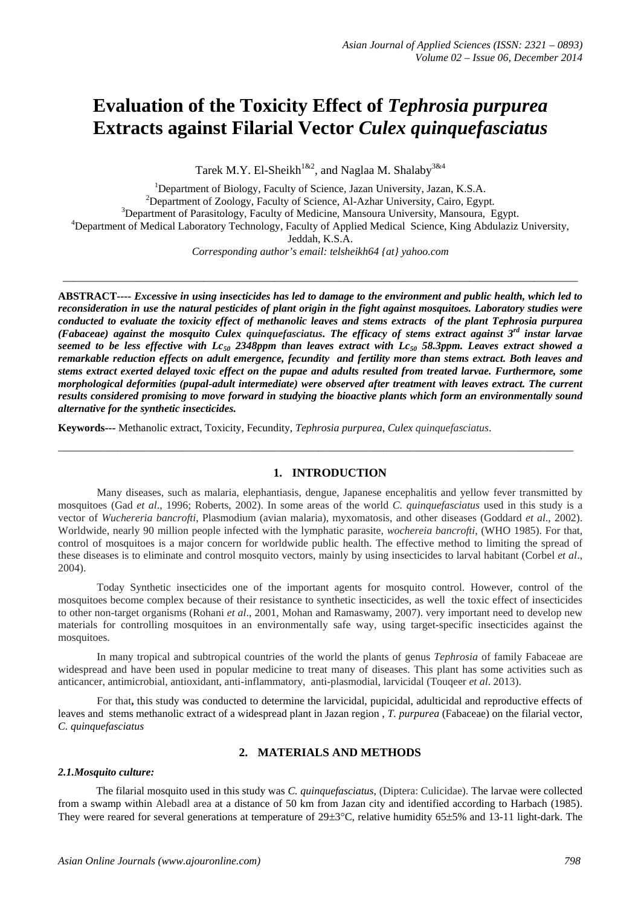# Evaluation of the Toxicity Effect of *Tephrosia purpurea* Extracts against Filarial Vector *Culex quinquefasciatus*

Tarek M.Y. El-Sheikh[1&2], and Naglaa M. Shalaby[3&4]

[1]Department of Biology, Faculty of Science, Jazan University, Jazan, K.S.A.
[2]Department of Zoology, Faculty of Science, Al-Azhar University, Cairo, Egypt.
[3]Department of Parasitology, Faculty of Medicine, Mansoura University, Mansoura, Egypt.
[4]Department of Medical Laboratory Technology, Faculty of Applied Medical Science, King Abdulaziz University, Jeddah, K.S.A.

*Corresponding author's email: telsheikh64 {at} yahoo.com*

---

**ABSTRACT----** ***Excessive in using insecticides has led to damage to the environment and public health, which led to reconsideration in use the natural pesticides of plant origin in the fight against mosquitoes. Laboratory studies were conducted to evaluate the toxicity effect of methanolic leaves and stems extracts of the plant Tephrosia purpurea (Fabaceae) against the mosquito Culex quinquefasciatus. The efficacy of stems extract against 3rd instar larvae seemed to be less effective with $Lc_{50}$ 2348ppm than leaves extract with $Lc_{50}$ 58.3ppm. Leaves extract showed a remarkable reduction effects on adult emergence, fecundity and fertility more than stems extract. Both leaves and stems extract exerted delayed toxic effect on the pupae and adults resulted from treated larvae. Furthermore, some morphological deformities (pupal-adult intermediate) were observed after treatment with leaves extract. The current results considered promising to move forward in studying the bioactive plants which form an environmentally sound alternative for the synthetic insecticides.***

**Keywords---** Methanolic extract, Toxicity, Fecundity, *Tephrosia purpurea*, *Culex quinquefasciatus*.

---

## 1. INTRODUCTION

Many diseases, such as malaria, elephantiasis, dengue, Japanese encephalitis and yellow fever transmitted by mosquitoes (Gad *et al*., 1996; Roberts, 2002). In some areas of the world *C. quinquefasciatus* used in this study is a vector of *Wuchereria bancrofti*, Plasmodium (avian malaria), myxomatosis, and other diseases (Goddard *et al*., 2002). Worldwide, nearly 90 million people infected with the lymphatic parasite, *wochereia bancrofti*, (WHO 1985). For that, control of mosquitoes is a major concern for worldwide public health. The effective method to limiting the spread of these diseases is to eliminate and control mosquito vectors, mainly by using insecticides to larval habitant (Corbel *et al*., 2004).

Today Synthetic insecticides one of the important agents for mosquito control. However, control of the mosquitoes become complex because of their resistance to synthetic insecticides, as well the toxic effect of insecticides to other non-target organisms (Rohani *et al*., 2001, Mohan and Ramaswamy, 2007). very important need to develop new materials for controlling mosquitoes in an environmentally safe way, using target-specific insecticides against the mosquitoes.

In many tropical and subtropical countries of the world the plants of genus *Tephrosia* of family Fabaceae are widespread and have been used in popular medicine to treat many of diseases. This plant has some activities such as anticancer, antimicrobial, antioxidant, anti-inflammatory, anti-plasmodial, larvicidal (Touqeer *et al*. 2013).

For that**,** this study was conducted to determine the larvicidal, pupicidal, adulticidal and reproductive effects of leaves and stems methanolic extract of a widespread plant in Jazan region , *T. purpurea* (Fabaceae) on the filarial vector, *C. quinquefasciatus*

## 2. MATERIALS AND METHODS

### *2.1.Mosquito culture:*

The filarial mosquito used in this study was *C. quinquefasciatus*, (Diptera: Culicidae). The larvae were collected from a swamp within Alebadl area at a distance of 50 km from Jazan city and identified according to Harbach (1985). They were reared for several generations at temperature of 29±3°C, relative humidity 65±5% and 13-11 light-dark. The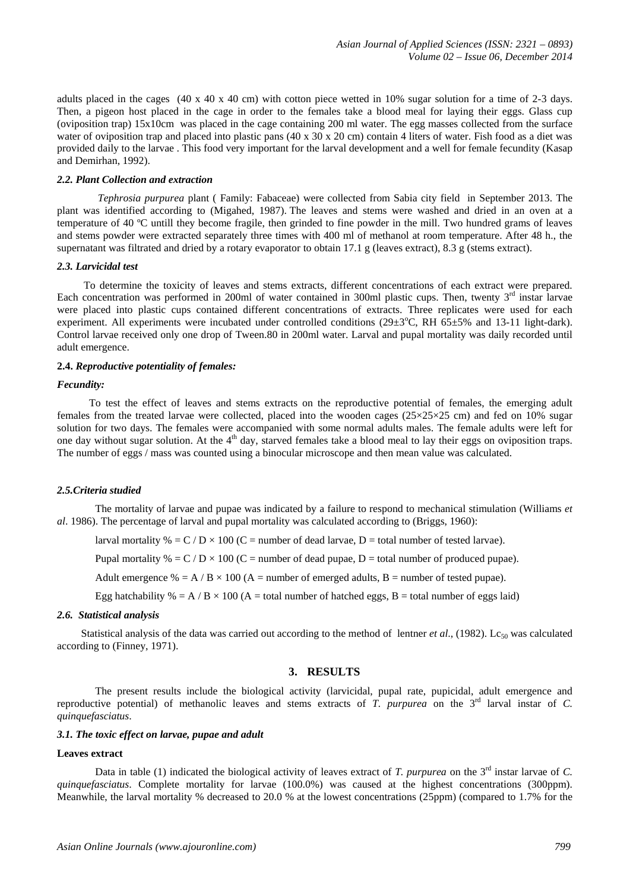adults placed in the cages (40 x 40 x 40 cm) with cotton piece wetted in 10% sugar solution for a time of 2-3 days. Then, a pigeon host placed in the cage in order to the females take a blood meal for laying their eggs. Glass cup (oviposition trap) 15x10cm was placed in the cage containing 200 ml water. The egg masses collected from the surface water of oviposition trap and placed into plastic pans (40 x 30 x 20 cm) contain 4 liters of water. Fish food as a diet was provided daily to the larvae . This food very important for the larval development and a well for female fecundity (Kasap and Demirhan, 1992).

### *2.2. Plant Collection and extraction*

*Tephrosia purpurea* plant ( Family: Fabaceae) were collected from Sabia city field in September 2013. The plant was identified according to (Migahed, 1987). The leaves and stems were washed and dried in an oven at a temperature of 40 ºC untill they become fragile, then grinded to fine powder in the mill. Two hundred grams of leaves and stems powder were extracted separately three times with 400 ml of methanol at room temperature. After 48 h., the supernatant was filtrated and dried by a rotary evaporator to obtain 17.1 g (leaves extract), 8.3 g (stems extract).

### *2.3. Larvicidal test*

To determine the toxicity of leaves and stems extracts, different concentrations of each extract were prepared. Each concentration was performed in 200ml of water contained in 300ml plastic cups. Then, twenty 3rd instar larvae were placed into plastic cups contained different concentrations of extracts. Three replicates were used for each experiment. All experiments were incubated under controlled conditions (29±3°C, RH 65±5% and 13-11 light-dark). Control larvae received only one drop of Tween.80 in 200ml water. Larval and pupal mortality was daily recorded until adult emergence.

### **2.4.** *Reproductive potentiality of females:*

#### *Fecundity:*

To test the effect of leaves and stems extracts on the reproductive potential of females, the emerging adult females from the treated larvae were collected, placed into the wooden cages (25×25×25 cm) and fed on 10% sugar solution for two days. The females were accompanied with some normal adults males. The female adults were left for one day without sugar solution. At the 4th day, starved females take a blood meal to lay their eggs on oviposition traps. The number of eggs / mass was counted using a binocular microscope and then mean value was calculated.

### *2.5.Criteria studied*

The mortality of larvae and pupae was indicated by a failure to respond to mechanical stimulation (Williams *et al*. 1986). The percentage of larval and pupal mortality was calculated according to (Briggs, 1960):

larval mortality % = C / D × 100 (C = number of dead larvae, D = total number of tested larvae).

Pupal mortality % = C / D × 100 (C = number of dead pupae, D = total number of produced pupae).

Adult emergence % = A / B × 100 (A = number of emerged adults, B = number of tested pupae).

Egg hatchability % = A / B × 100 (A = total number of hatched eggs, B = total number of eggs laid)

### *2.6. Statistical analysis*

Statistical analysis of the data was carried out according to the method of lentner *et al*., (1982). $Lc_{50}$ was calculated according to (Finney, 1971).

## 3. RESULTS

The present results include the biological activity (larvicidal, pupal rate, pupicidal, adult emergence and reproductive potential) of methanolic leaves and stems extracts of *T. purpurea* on the 3rd larval instar of *C. quinquefasciatus*.

### *3.1. The toxic effect on larvae, pupae and adult*

#### **Leaves extract**

Data in table (1) indicated the biological activity of leaves extract of *T. purpurea* on the 3rd instar larvae of *C. quinquefasciatus*. Complete mortality for larvae (100.0%) was caused at the highest concentrations (300ppm). Meanwhile, the larval mortality % decreased to 20.0 % at the lowest concentrations (25ppm) (compared to 1.7% for the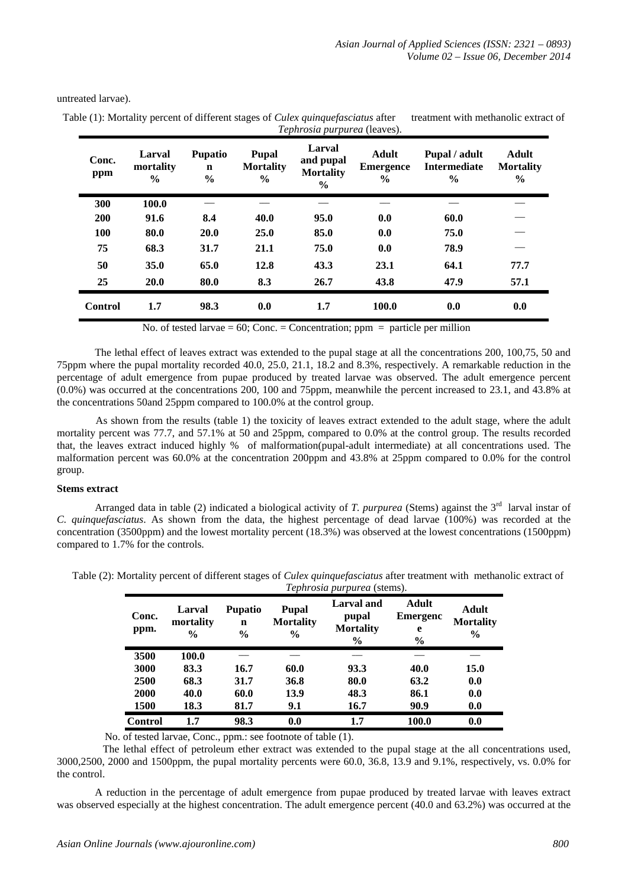untreated larvae).

Table (1): Mortality percent of different stages of *Culex quinquefasciatus* after treatment with methanolic extract of *Tephrosia purpurea* (leaves).

| Conc. ppm | Larval mortality % | Pupation % | Pupal Mortality % | Larval and pupal Mortality % | Adult Emergence % | Pupal / adult Intermediate % | Adult Mortality % |
|---|---|---|---|---|---|---|---|
| **300** | **100.0** | — | — | — | — | — | — |
| **200** | **91.6** | **8.4** | **40.0** | **95.0** | **0.0** | **60.0** | — |
| **100** | **80.0** | **20.0** | **25.0** | **85.0** | **0.0** | **75.0** | — |
| **75** | **68.3** | **31.7** | **21.1** | **75.0** | **0.0** | **78.9** | — |
| **50** | **35.0** | **65.0** | **12.8** | **43.3** | **23.1** | **64.1** | **77.7** |
| **25** | **20.0** | **80.0** | **8.3** | **26.7** | **43.8** | **47.9** | **57.1** |
| **Control** | **1.7** | **98.3** | **0.0** | **1.7** | **100.0** | **0.0** | **0.0** |

No. of tested larvae = 60; Conc. = Concentration; ppm = particle per million

The lethal effect of leaves extract was extended to the pupal stage at all the concentrations 200, 100,75, 50 and 75ppm where the pupal mortality recorded 40.0, 25.0, 21.1, 18.2 and 8.3%, respectively. A remarkable reduction in the percentage of adult emergence from pupae produced by treated larvae was observed. The adult emergence percent (0.0%) was occurred at the concentrations 200, 100 and 75ppm, meanwhile the percent increased to 23.1, and 43.8% at the concentrations 50and 25ppm compared to 100.0% at the control group.

As shown from the results (table 1) the toxicity of leaves extract extended to the adult stage, where the adult mortality percent was 77.7, and 57.1% at 50 and 25ppm, compared to 0.0% at the control group. The results recorded that, the leaves extract induced highly % of malformation(pupal-adult intermediate) at all concentrations used. The malformation percent was 60.0% at the concentration 200ppm and 43.8% at 25ppm compared to 0.0% for the control group.

**Stems extract**

Arranged data in table (2) indicated a biological activity of *T. purpurea* (Stems) against the 3[rd] larval instar of *C. quinquefasciatus*. As shown from the data, the highest percentage of dead larvae (100%) was recorded at the concentration (3500ppm) and the lowest mortality percent (18.3%) was observed at the lowest concentrations (1500ppm) compared to 1.7% for the controls.

Table (2): Mortality percent of different stages of *Culex quinquefasciatus* after treatment with methanolic extract of *Tephrosia purpurea* (stems).

| Conc. ppm. | Larval mortality % | Pupation % | Pupal Mortality % | Larval and pupal Mortality % | Adult Emergence % | Adult Mortality % |
|---|---|---|---|---|---|---|
| **3500** | **100.0** | — | — | — | — | — |
| **3000** | **83.3** | **16.7** | **60.0** | **93.3** | **40.0** | **15.0** |
| **2500** | **68.3** | **31.7** | **36.8** | **80.0** | **63.2** | **0.0** |
| **2000** | **40.0** | **60.0** | **13.9** | **48.3** | **86.1** | **0.0** |
| **1500** | **18.3** | **81.7** | **9.1** | **16.7** | **90.9** | **0.0** |
| **Control** | **1.7** | **98.3** | **0.0** | **1.7** | **100.0** | **0.0** |

No. of tested larvae, Conc., ppm.: see footnote of table (1).

The lethal effect of petroleum ether extract was extended to the pupal stage at the all concentrations used, 3000,2500, 2000 and 1500ppm, the pupal mortality percents were 60.0, 36.8, 13.9 and 9.1%, respectively, vs. 0.0% for the control.

A reduction in the percentage of adult emergence from pupae produced by treated larvae with leaves extract was observed especially at the highest concentration. The adult emergence percent (40.0 and 63.2%) was occurred at the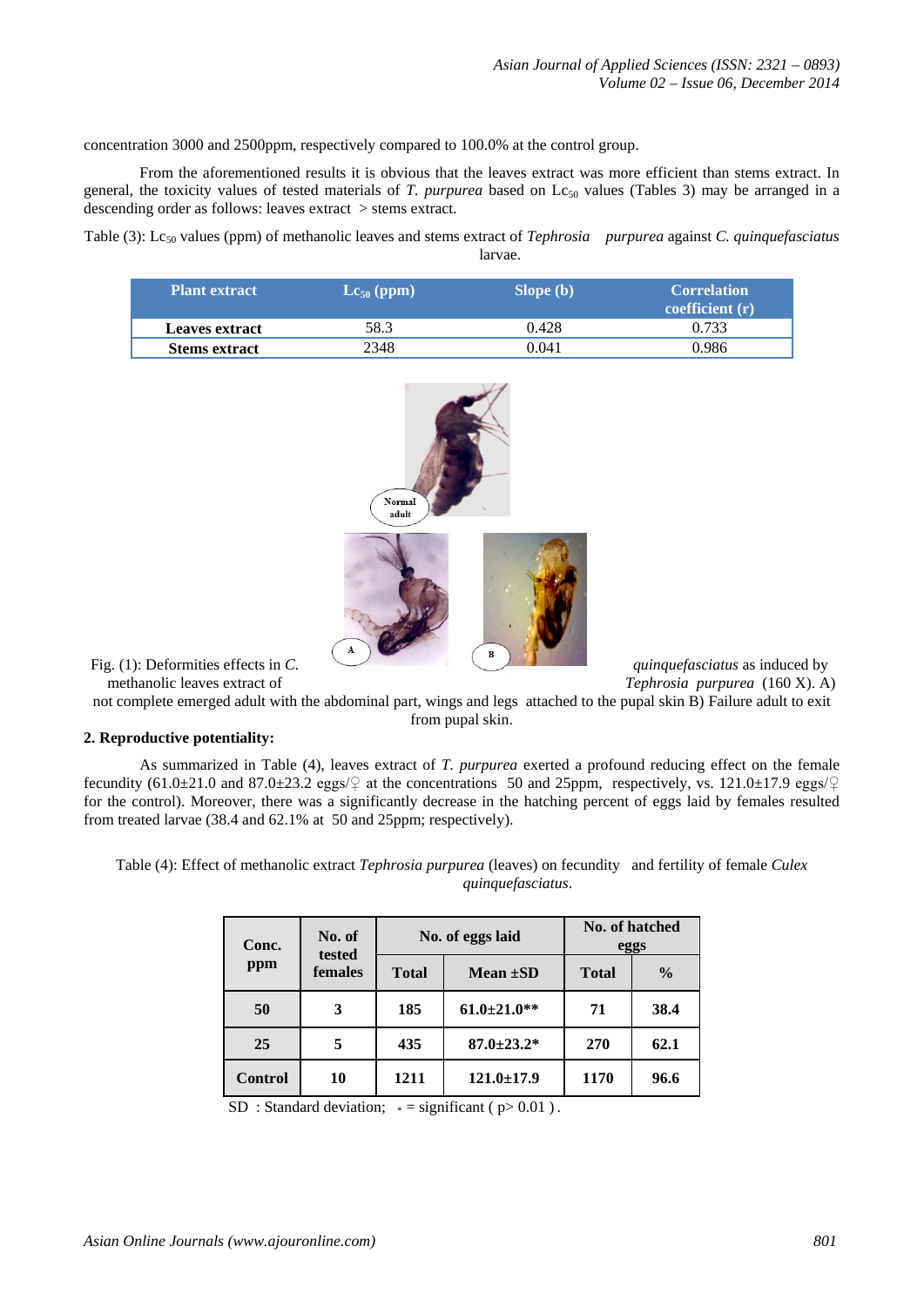concentration 3000 and 2500ppm, respectively compared to 100.0% at the control group.

From the aforementioned results it is obvious that the leaves extract was more efficient than stems extract. In general, the toxicity values of tested materials of *T. purpurea* based on $Lc_{50}$ values (Tables 3) may be arranged in a descending order as follows: leaves extract > stems extract.

Table (3): $Lc_{50}$ values (ppm) of methanolic leaves and stems extract of *Tephrosia purpurea* against *C. quinquefasciatus* larvae.

| Plant extract | $Lc_{50}$ (ppm) | Slope (b) | Correlation coefficient (r) |
|---|---|---|---|
| **Leaves extract** | 58.3 | 0.428 | 0.733 |
| **Stems extract** | 2348 | 0.041 | 0.986 |

Fig. (1): Deformities effects in *C. quinquefasciatus* as induced by methanolic leaves extract of *Tephrosia purpurea* (160 X). A) not complete emerged adult with the abdominal part, wings and legs attached to the pupal skin B) Failure adult to exit from pupal skin.

**2. Reproductive potentiality:**

As summarized in Table (4), leaves extract of *T. purpurea* exerted a profound reducing effect on the female fecundity (61.0±21.0 and 87.0±23.2 eggs/♀ at the concentrations 50 and 25ppm, respectively, vs. 121.0±17.9 eggs/♀ for the control). Moreover, there was a significantly decrease in the hatching percent of eggs laid by females resulted from treated larvae (38.4 and 62.1% at 50 and 25ppm; respectively).

Table (4): Effect of methanolic extract *Tephrosia purpurea* (leaves) on fecundity and fertility of female *Culex quinquefasciatus*.

| Conc. ppm | No. of tested females | No. of eggs laid | | No. of hatched eggs | |
|---|---|---|---|---|---|
| | | Total | Mean ±SD | Total | % |
| **50** | **3** | **185** | **61.0±21.0\*\*** | **71** | **38.4** |
| **25** | **5** | **435** | **87.0±23.2\*** | **270** | **62.1** |
| **Control** | **10** | **1211** | **121.0±17.9** | **1170** | **96.6** |

SD : Standard deviation; * = significant ( p> 0.01 ).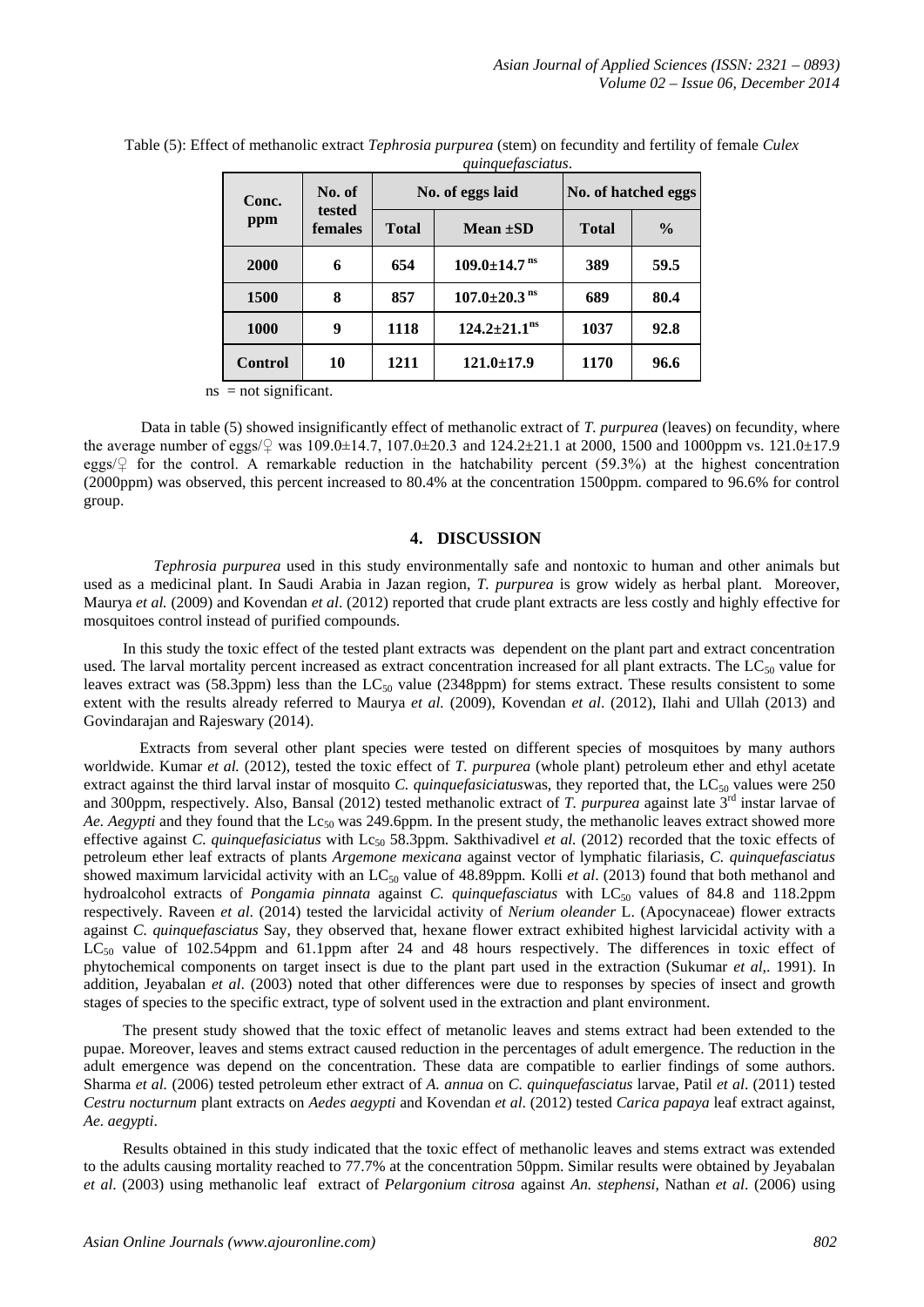Table (5): Effect of methanolic extract *Tephrosia purpurea* (stem) on fecundity and fertility of female *Culex quinquefasciatus*.

| Conc. ppm | No. of tested females | No. of eggs laid | | No. of hatched eggs | |
|---|---|---|---|---|---|
| | | **Total** | **Mean ±SD** | **Total** | **%** |
| **2000** | **6** | **654** | **109.0±14.7 $^{ns}$** | **389** | **59.5** |
| **1500** | **8** | **857** | **107.0±20.3 $^{ns}$** | **689** | **80.4** |
| **1000** | **9** | **1118** | **124.2±21.1$^{ns}$** | **1037** | **92.8** |
| **Control** | **10** | **1211** | **121.0±17.9** | **1170** | **96.6** |

ns = not significant.

Data in table (5) showed insignificantly effect of methanolic extract of *T. purpurea* (leaves) on fecundity, where the average number of eggs/♀ was 109.0±14.7, 107.0±20.3 and 124.2±21.1 at 2000, 1500 and 1000ppm vs. 121.0±17.9 eggs/♀ for the control. A remarkable reduction in the hatchability percent (59.3%) at the highest concentration (2000ppm) was observed, this percent increased to 80.4% at the concentration 1500ppm. compared to 96.6% for control group.

## 4. DISCUSSION

*Tephrosia purpurea* used in this study environmentally safe and nontoxic to human and other animals but used as a medicinal plant. In Saudi Arabia in Jazan region, *T. purpurea* is grow widely as herbal plant. Moreover, Maurya *et al.* (2009) and Kovendan *et al*. (2012) reported that crude plant extracts are less costly and highly effective for mosquitoes control instead of purified compounds.

In this study the toxic effect of the tested plant extracts was dependent on the plant part and extract concentration used. The larval mortality percent increased as extract concentration increased for all plant extracts. The $LC_{50}$ value for leaves extract was (58.3ppm) less than the $LC_{50}$ value (2348ppm) for stems extract. These results consistent to some extent with the results already referred to Maurya *et al.* (2009), Kovendan *et al*. (2012), Ilahi and Ullah (2013) and Govindarajan and Rajeswary (2014).

Extracts from several other plant species were tested on different species of mosquitoes by many authors worldwide. Kumar *et al.* (2012), tested the toxic effect of *T. purpurea* (whole plant) petroleum ether and ethyl acetate extract against the third larval instar of mosquito *C. quinquefasiciatus*was, they reported that, the $LC_{50}$ values were 250 and 300ppm, respectively. Also, Bansal (2012) tested methanolic extract of *T. purpurea* against late 3$^{rd}$ instar larvae of *Ae. Aegypti* and they found that the $Lc_{50}$ was 249.6ppm. In the present study, the methanolic leaves extract showed more effective against *C. quinquefasiciatus* with $Lc_{50}$ 58.3ppm. Sakthivadivel *et al.* (2012) recorded that the toxic effects of petroleum ether leaf extracts of plants *Argemone mexicana* against vector of lymphatic filariasis, *C. quinquefasciatus* showed maximum larvicidal activity with an $LC_{50}$ value of 48.89ppm. Kolli *et al*. (2013) found that both methanol and hydroalcohol extracts of *Pongamia pinnata* against *C. quinquefasciatus* with $LC_{50}$ values of 84.8 and 118.2ppm respectively. Raveen *et al*. (2014) tested the larvicidal activity of *Nerium oleander* L. (Apocynaceae) flower extracts against *C. quinquefasciatus* Say, they observed that, hexane flower extract exhibited highest larvicidal activity with a $LC_{50}$ value of 102.54ppm and 61.1ppm after 24 and 48 hours respectively. The differences in toxic effect of phytochemical components on target insect is due to the plant part used in the extraction (Sukumar *et al*,. 1991). In addition, Jeyabalan *et al*. (2003) noted that other differences were due to responses by species of insect and growth stages of species to the specific extract, type of solvent used in the extraction and plant environment.

The present study showed that the toxic effect of metanolic leaves and stems extract had been extended to the pupae. Moreover, leaves and stems extract caused reduction in the percentages of adult emergence. The reduction in the adult emergence was depend on the concentration. These data are compatible to earlier findings of some authors. Sharma *et al.* (2006) tested petroleum ether extract of *A. annua* on *C. quinquefasciatus* larvae, Patil *et al*. (2011) tested *Cestru nocturnum* plant extracts on *Aedes aegypti* and Kovendan *et al*. (2012) tested *Carica papaya* leaf extract against, *Ae. aegypti*.

Results obtained in this study indicated that the toxic effect of methanolic leaves and stems extract was extended to the adults causing mortality reached to 77.7% at the concentration 50ppm. Similar results were obtained by Jeyabalan *et al.* (2003) using methanolic leaf extract of *Pelargonium citrosa* against *An. stephensi*, Nathan *et al*. (2006) using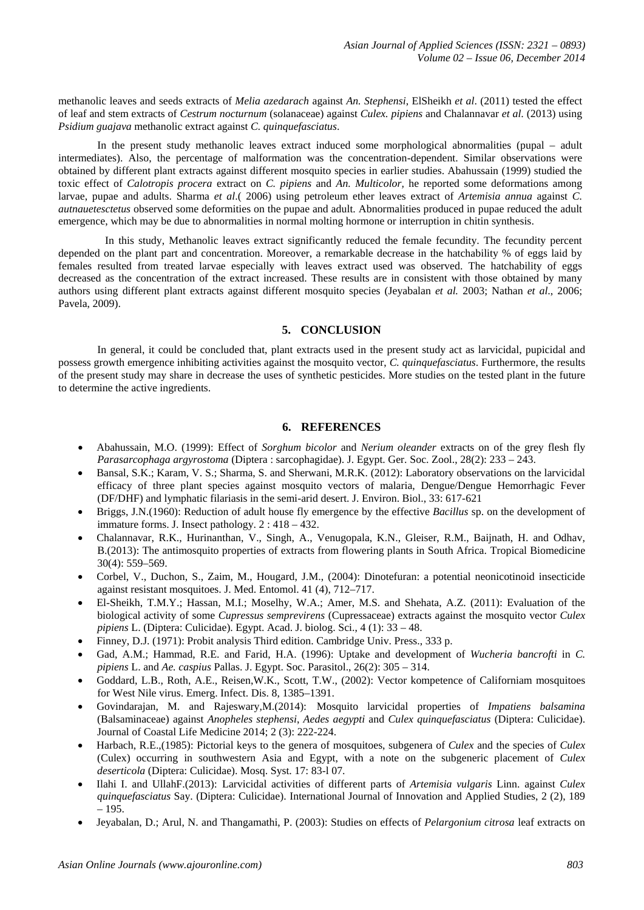methanolic leaves and seeds extracts of *Melia azedarach* against *An. Stephensi*, ElSheikh *et al*. (2011) tested the effect of leaf and stem extracts of *Cestrum nocturnum* (solanaceae) against *Culex. pipiens* and Chalannavar *et al.* (2013) using *Psidium guajava* methanolic extract against *C. quinquefasciatus*.

In the present study methanolic leaves extract induced some morphological abnormalities (pupal – adult intermediates). Also, the percentage of malformation was the concentration-dependent. Similar observations were obtained by different plant extracts against different mosquito species in earlier studies. Abahussain (1999) studied the toxic effect of *Calotropis procera* extract on *C. pipiens* and *An. Multicolor*, he reported some deformations among larvae, pupae and adults. Sharma *et al*.( 2006) using petroleum ether leaves extract of *Artemisia annua* against *C. autnauetesctetus* observed some deformities on the pupae and adult. Abnormalities produced in pupae reduced the adult emergence, which may be due to abnormalities in normal molting hormone or interruption in chitin synthesis.

In this study, Methanolic leaves extract significantly reduced the female fecundity. The fecundity percent depended on the plant part and concentration. Moreover, a remarkable decrease in the hatchability % of eggs laid by females resulted from treated larvae especially with leaves extract used was observed. The hatchability of eggs decreased as the concentration of the extract increased. These results are in consistent with those obtained by many authors using different plant extracts against different mosquito species (Jeyabalan *et al.* 2003; Nathan *et al*., 2006; Pavela, 2009).

## 5. CONCLUSION

In general, it could be concluded that, plant extracts used in the present study act as larvicidal, pupicidal and possess growth emergence inhibiting activities against the mosquito vector, *C. quinquefasciatus*. Furthermore, the results of the present study may share in decrease the uses of synthetic pesticides. More studies on the tested plant in the future to determine the active ingredients.

## 6. REFERENCES

- Abahussain, M.O. (1999): Effect of *Sorghum bicolor* and *Nerium oleander* extracts on of the grey flesh fly *Parasarcophaga argyrostoma* (Diptera : sarcophagidae). J. Egypt. Ger. Soc. Zool., 28(2): 233 – 243.
- Bansal, S.K.; Karam, V. S.; Sharma, S. and Sherwani, M.R.K. (2012): Laboratory observations on the larvicidal efficacy of three plant species against mosquito vectors of malaria, Dengue/Dengue Hemorrhagic Fever (DF/DHF) and lymphatic filariasis in the semi-arid desert. J. Environ. Biol., 33: 617-621
- Briggs, J.N.(1960): Reduction of adult house fly emergence by the effective *Bacillus* sp. on the development of immature forms. J. Insect pathology. 2 : 418 – 432.
- Chalannavar, R.K., Hurinanthan, V., Singh, A., Venugopala, K.N., Gleiser, R.M., Baijnath, H. and Odhav, B.(2013): The antimosquito properties of extracts from flowering plants in South Africa. Tropical Biomedicine 30(4): 559–569.
- Corbel, V., Duchon, S., Zaim, M., Hougard, J.M., (2004): Dinotefuran: a potential neonicotinoid insecticide against resistant mosquitoes. J. Med. Entomol. 41 (4), 712–717.
- El-Sheikh, T.M.Y.; Hassan, M.I.; Moselhy, W.A.; Amer, M.S. and Shehata, A.Z. (2011): Evaluation of the biological activity of some *Cupressus semprevirens* (Cupressaceae) extracts against the mosquito vector *Culex pipiens* L. (Diptera: Culicidae). Egypt. Acad. J. biolog. Sci., 4 (1): 33 – 48.
- Finney, D.J. (1971): Probit analysis Third edition. Cambridge Univ. Press., 333 p.
- Gad, A.M.; Hammad, R.E. and Farid, H.A. (1996): Uptake and development of *Wucheria bancrofti* in *C. pipiens* L. and *Ae. caspius* Pallas. J. Egypt. Soc. Parasitol., 26(2): 305 – 314.
- Goddard, L.B., Roth, A.E., Reisen,W.K., Scott, T.W., (2002): Vector kompetence of Californiam mosquitoes for West Nile virus. Emerg. Infect. Dis. 8, 1385–1391.
- Govindarajan, M. and Rajeswary,M.(2014): Mosquito larvicidal properties of *Impatiens balsamina* (Balsaminaceae) against *Anopheles stephensi*, *Aedes aegypti* and *Culex quinquefasciatus* (Diptera: Culicidae). Journal of Coastal Life Medicine 2014; 2 (3): 222-224.
- Harbach, R.E.,(1985): Pictorial keys to the genera of mosquitoes, subgenera of *Culex* and the species of *Culex* (Culex) occurring in southwestern Asia and Egypt, with a note on the subgeneric placement of *Culex deserticola* (Diptera: Culicidae). Mosq. Syst. 17: 83-l 07.
- Ilahi I. and UllahF.(2013): Larvicidal activities of different parts of *Artemisia vulgaris* Linn. against *Culex quinquefasciatus* Say. (Diptera: Culicidae). International Journal of Innovation and Applied Studies, 2 (2), 189 – 195.
- Jeyabalan, D.; Arul, N. and Thangamathi, P. (2003): Studies on effects of *Pelargonium citrosa* leaf extracts on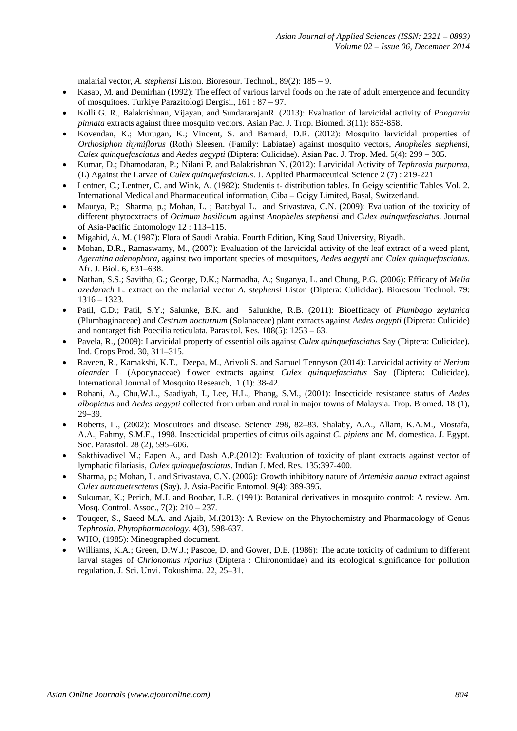malarial vector, *A. stephensi* Liston. Bioresour. Technol., 89(2): 185 – 9.

- Kasap, M. and Demirhan (1992): The effect of various larval foods on the rate of adult emergence and fecundity of mosquitoes. Turkiye Parazitologi Dergisi., 161 : 87 – 97.
- Kolli G. R., Balakrishnan, Vijayan, and SundararajanR. (2013): Evaluation of larvicidal activity of *Pongamia pinnata* extracts against three mosquito vectors. Asian Pac. J. Trop. Biomed. 3(11): 853-858.
- Kovendan, K.; Murugan, K.; Vincent, S. and Barnard, D.R. (2012): Mosquito larvicidal properties of *Orthosiphon thymiflorus* (Roth) Sleesen. (Family: Labiatae) against mosquito vectors, *Anopheles stephensi*, *Culex quinquefasciatus* and *Aedes aegypti* (Diptera: Culicidae). Asian Pac. J. Trop. Med. 5(4): 299 – 305.
- Kumar, D.; Dhamodaran, P.; Nilani P. and Balakrishnan N. (2012): Larvicidal Activity of *Tephrosia purpurea*, (L) Against the Larvae of *Culex quinquefasiciatus*. J. Applied Pharmaceutical Science 2 (7) : 219-221
- Lentner, C.; Lentner, C. and Wink, A. (1982): Studentis t- distribution tables. In Geigy scientific Tables Vol. 2. International Medical and Pharmaceutical information, Ciba – Geigy Limited, Basal, Switzerland.
- Maurya, P.; Sharma, p.; Mohan, L. ; Batabyal L. and Srivastava, C.N. (2009): Evaluation of the toxicity of different phytoextracts of *Ocimum basilicum* against *Anopheles stephensi* and *Culex quinquefasciatus*. Journal of Asia-Pacific Entomology 12 : 113–115.
- Migahid, A. M. (1987): Flora of Saudi Arabia. Fourth Edition, King Saud University, Riyadh.
- Mohan, D.R., Ramaswamy, M., (2007): Evaluation of the larvicidal activity of the leaf extract of a weed plant, *Ageratina adenophora*, against two important species of mosquitoes, *Aedes aegypti* and *Culex quinquefasciatus*. Afr. J. Biol. 6, 631–638.
- Nathan, S.S.; Savitha, G.; George, D.K.; Narmadha, A.; Suganya, L. and Chung, P.G. (2006): Efficacy of *Melia azedarach* L. extract on the malarial vector *A. stephensi* Liston (Diptera: Culicidae). Bioresour Technol. 79: 1316 – 1323.
- Patil, C.D.; Patil, S.Y.; Salunke, B.K. and Salunkhe, R.B. (2011): Bioefficacy of *Plumbago zeylanica* (Plumbaginaceae) and *Cestrum nocturnum* (Solanaceae) plant extracts against *Aedes aegypti* (Diptera: Culicide) and nontarget fish Poecilia reticulata. Parasitol. Res. 108(5): 1253 – 63.
- Pavela, R., (2009): Larvicidal property of essential oils against *Culex quinquefasciatus* Say (Diptera: Culicidae). Ind. Crops Prod. 30, 311–315.
- Raveen, R., Kamakshi, K.T., Deepa, M., Arivoli S. and Samuel Tennyson (2014): Larvicidal activity of *Nerium oleander* L (Apocynaceae) flower extracts against *Culex quinquefasciatus* Say (Diptera: Culicidae). International Journal of Mosquito Research, 1 (1): 38-42.
- Rohani, A., Chu,W.L., Saadiyah, I., Lee, H.L., Phang, S.M., (2001): Insecticide resistance status of *Aedes albopictus* and *Aedes aegypti* collected from urban and rural in major towns of Malaysia. Trop. Biomed. 18 (1), 29–39.
- Roberts, L., (2002): Mosquitoes and disease. Science 298, 82–83. Shalaby, A.A., Allam, K.A.M., Mostafa, A.A., Fahmy, S.M.E., 1998. Insecticidal properties of citrus oils against *C. pipiens* and M. domestica. J. Egypt. Soc. Parasitol. 28 (2), 595–606.
- Sakthivadivel M.; Eapen A., and Dash A.P.(2012): Evaluation of toxicity of plant extracts against vector of lymphatic filariasis, *Culex quinquefasciatus*. Indian J. Med. Res. 135:397-400.
- Sharma, p.; Mohan, L. and Srivastava, C.N. (2006): Growth inhibitory nature of *Artemisia annua* extract against *Culex autnauetesctetus* (Say). J. Asia-Pacific Entomol. 9(4): 389-395.
- Sukumar, K.; Perich, M.J. and Boobar, L.R. (1991): Botanical derivatives in mosquito control: A review. Am. Mosq. Control. Assoc., 7(2): 210 – 237.
- Touqeer, S., Saeed M.A. and Ajaib, M.(2013): A Review on the Phytochemistry and Pharmacology of Genus *Tephrosia*. *Phytopharmacology*. 4(3), 598-637.
- WHO, (1985): Mineographed document.
- Williams, K.A.; Green, D.W.J.; Pascoe, D. and Gower, D.E. (1986): The acute toxicity of cadmium to different larval stages of *Chrionomus riparius* (Diptera : Chironomidae) and its ecological significance for pollution regulation. J. Sci. Unvi. Tokushima. 22, 25–31.